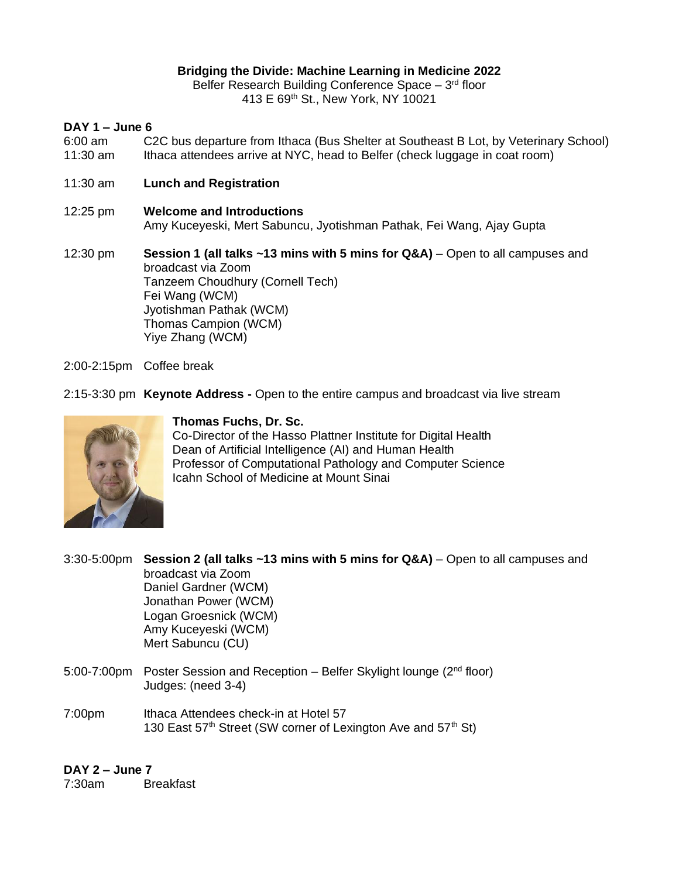**Bridging the Divide: Machine Learning in Medicine 2022**
Belfer Research Building Conference Space – 3rd floor
413 E 69th St., New York, NY 10021

**DAY 1 – June 6**

6:00 am — C2C bus departure from Ithaca (Bus Shelter at Southeast B Lot, by Veterinary School)
11:30 am — Ithaca attendees arrive at NYC, head to Belfer (check luggage in coat room)

11:30 am — **Lunch and Registration**

12:25 pm — **Welcome and Introductions**
Amy Kuceyeski, Mert Sabuncu, Jyotishman Pathak, Fei Wang, Ajay Gupta

12:30 pm — **Session 1 (all talks ~13 mins with 5 mins for Q&A)** – Open to all campuses and broadcast via Zoom
Tanzeem Choudhury (Cornell Tech)
Fei Wang (WCM)
Jyotishman Pathak (WCM)
Thomas Campion (WCM)
Yiye Zhang (WCM)

2:00-2:15pm — Coffee break

2:15-3:30 pm — **Keynote Address -** Open to the entire campus and broadcast via live stream

**Thomas Fuchs, Dr. Sc.**
Co-Director of the Hasso Plattner Institute for Digital Health
Dean of Artificial Intelligence (AI) and Human Health
Professor of Computational Pathology and Computer Science
Icahn School of Medicine at Mount Sinai

3:30-5:00pm — **Session 2 (all talks ~13 mins with 5 mins for Q&A)** – Open to all campuses and broadcast via Zoom
Daniel Gardner (WCM)
Jonathan Power (WCM)
Logan Groesnick (WCM)
Amy Kuceyeski (WCM)
Mert Sabuncu (CU)

5:00-7:00pm — Poster Session and Reception – Belfer Skylight lounge (2nd floor)
Judges: (need 3-4)

7:00pm — Ithaca Attendees check-in at Hotel 57
130 East 57th Street (SW corner of Lexington Ave and 57th St)

**DAY 2 – June 7**

7:30am — Breakfast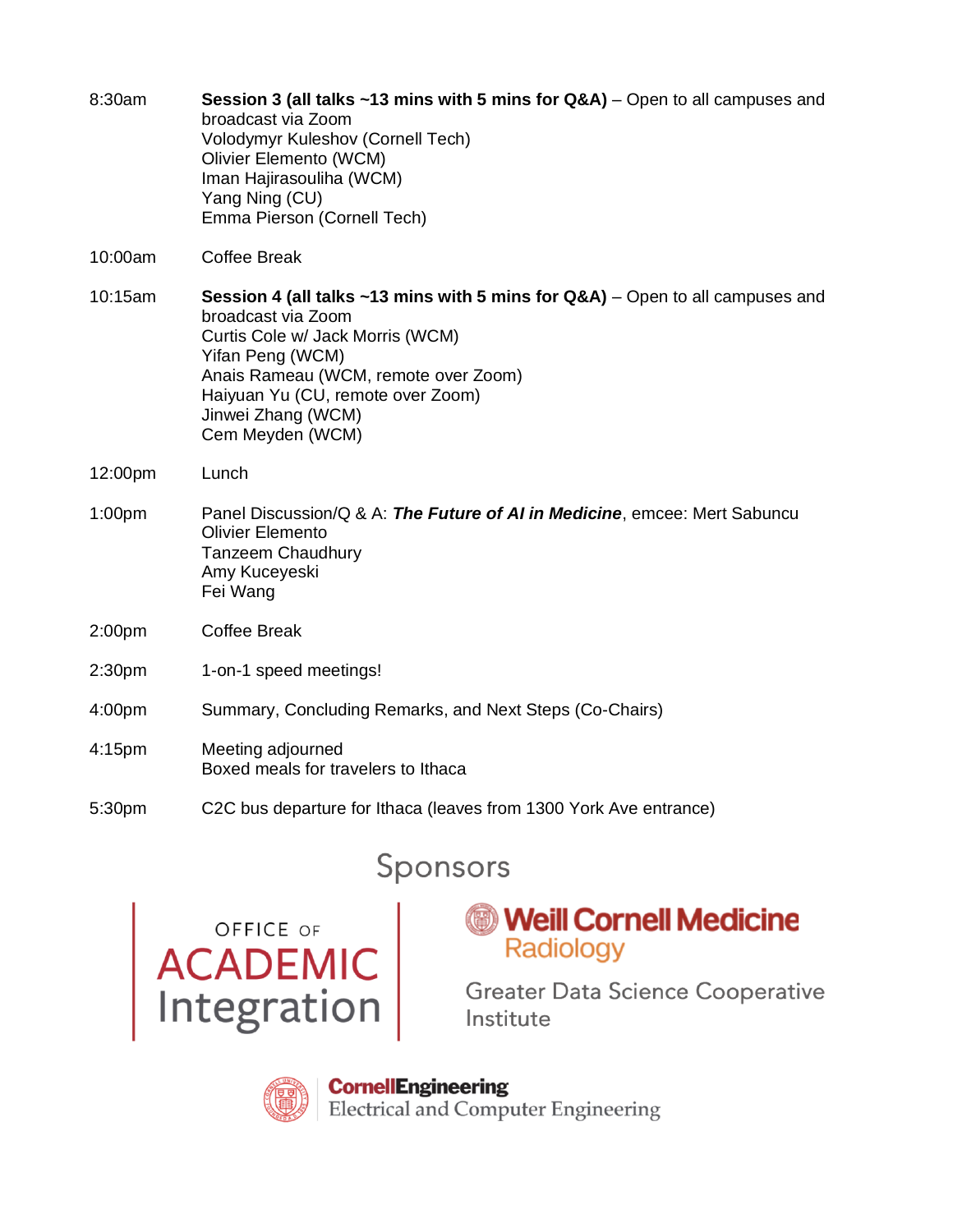| | |
|---|---|
| 8:30am | **Session 3 (all talks ~13 mins with 5 mins for Q&A)** – Open to all campuses and broadcast via Zoom<br>Volodymyr Kuleshov (Cornell Tech)<br>Olivier Elemento (WCM)<br>Iman Hajirasouliha (WCM)<br>Yang Ning (CU)<br>Emma Pierson (Cornell Tech) |
| 10:00am | Coffee Break |
| 10:15am | **Session 4 (all talks ~13 mins with 5 mins for Q&A)** – Open to all campuses and broadcast via Zoom<br>Curtis Cole w/ Jack Morris (WCM)<br>Yifan Peng (WCM)<br>Anais Rameau (WCM, remote over Zoom)<br>Haiyuan Yu (CU, remote over Zoom)<br>Jinwei Zhang (WCM)<br>Cem Meyden (WCM) |
| 12:00pm | Lunch |
| 1:00pm | Panel Discussion/Q & A: ***The Future of AI in Medicine***, emcee: Mert Sabuncu<br>Olivier Elemento<br>Tanzeem Chaudhury<br>Amy Kuceyeski<br>Fei Wang |
| 2:00pm | Coffee Break |
| 2:30pm | 1-on-1 speed meetings! |
| 4:00pm | Summary, Concluding Remarks, and Next Steps (Co-Chairs) |
| 4:15pm | Meeting adjourned<br>Boxed meals for travelers to Ithaca |
| 5:30pm | C2C bus departure for Ithaca (leaves from 1300 York Ave entrance) |

## Sponsors

OFFICE OF ACADEMIC Integration

Weill Cornell Medicine Radiology

Greater Data Science Cooperative Institute

CornellEngineering
Electrical and Computer Engineering